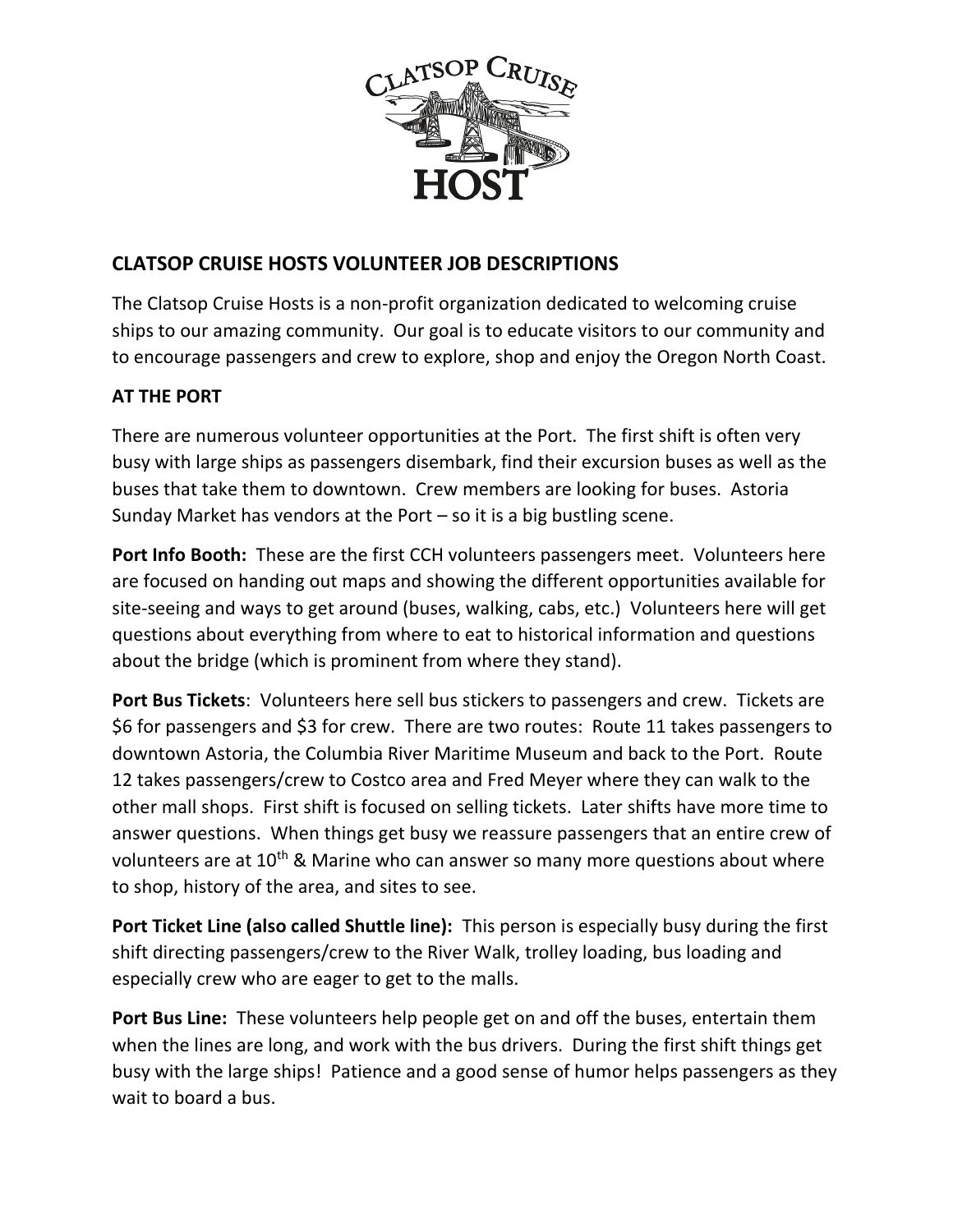## CLATSOP CRUISE HOSTS VOLUNTEER JOB DESCRIPTIONS

The Clatsop Cruise Hosts is a non-profit organization dedicated to welcoming cruise ships to our amazing community. Our goal is to educate visitors to our community and to encourage passengers and crew to explore, shop and enjoy the Oregon North Coast.

### AT THE PORT

There are numerous volunteer opportunities at the Port. The first shift is often very busy with large ships as passengers disembark, find their excursion buses as well as the buses that take them to downtown. Crew members are looking for buses. Astoria Sunday Market has vendors at the Port – so it is a big bustling scene.

**Port Info Booth:** These are the first CCH volunteers passengers meet. Volunteers here are focused on handing out maps and showing the different opportunities available for site-seeing and ways to get around (buses, walking, cabs, etc.) Volunteers here will get questions about everything from where to eat to historical information and questions about the bridge (which is prominent from where they stand).

**Port Bus Tickets**: Volunteers here sell bus stickers to passengers and crew. Tickets are $6 for passengers and $3 for crew. There are two routes: Route 11 takes passengers to downtown Astoria, the Columbia River Maritime Museum and back to the Port. Route 12 takes passengers/crew to Costco area and Fred Meyer where they can walk to the other mall shops. First shift is focused on selling tickets. Later shifts have more time to answer questions. When things get busy we reassure passengers that an entire crew of volunteers are at 10th & Marine who can answer so many more questions about where to shop, history of the area, and sites to see.

**Port Ticket Line (also called Shuttle line):** This person is especially busy during the first shift directing passengers/crew to the River Walk, trolley loading, bus loading and especially crew who are eager to get to the malls.

**Port Bus Line:** These volunteers help people get on and off the buses, entertain them when the lines are long, and work with the bus drivers. During the first shift things get busy with the large ships! Patience and a good sense of humor helps passengers as they wait to board a bus.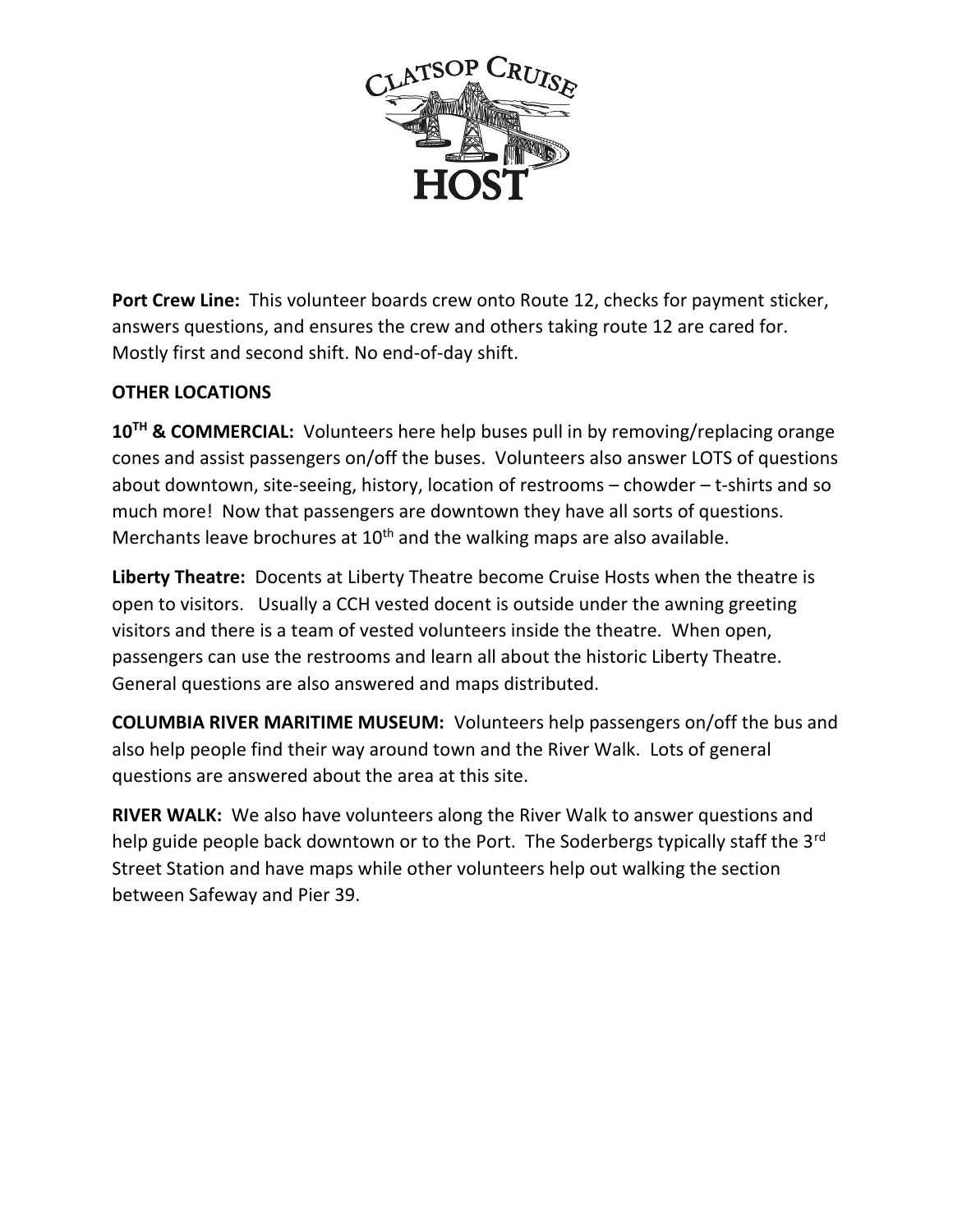**Port Crew Line:** This volunteer boards crew onto Route 12, checks for payment sticker, answers questions, and ensures the crew and others taking route 12 are cared for. Mostly first and second shift. No end-of-day shift.

**OTHER LOCATIONS**

**10TH & COMMERCIAL:** Volunteers here help buses pull in by removing/replacing orange cones and assist passengers on/off the buses. Volunteers also answer LOTS of questions about downtown, site-seeing, history, location of restrooms – chowder – t-shirts and so much more! Now that passengers are downtown they have all sorts of questions. Merchants leave brochures at 10th and the walking maps are also available.

**Liberty Theatre:** Docents at Liberty Theatre become Cruise Hosts when the theatre is open to visitors. Usually a CCH vested docent is outside under the awning greeting visitors and there is a team of vested volunteers inside the theatre. When open, passengers can use the restrooms and learn all about the historic Liberty Theatre. General questions are also answered and maps distributed.

**COLUMBIA RIVER MARITIME MUSEUM:** Volunteers help passengers on/off the bus and also help people find their way around town and the River Walk. Lots of general questions are answered about the area at this site.

**RIVER WALK:** We also have volunteers along the River Walk to answer questions and help guide people back downtown or to the Port. The Soderbergs typically staff the 3rd Street Station and have maps while other volunteers help out walking the section between Safeway and Pier 39.